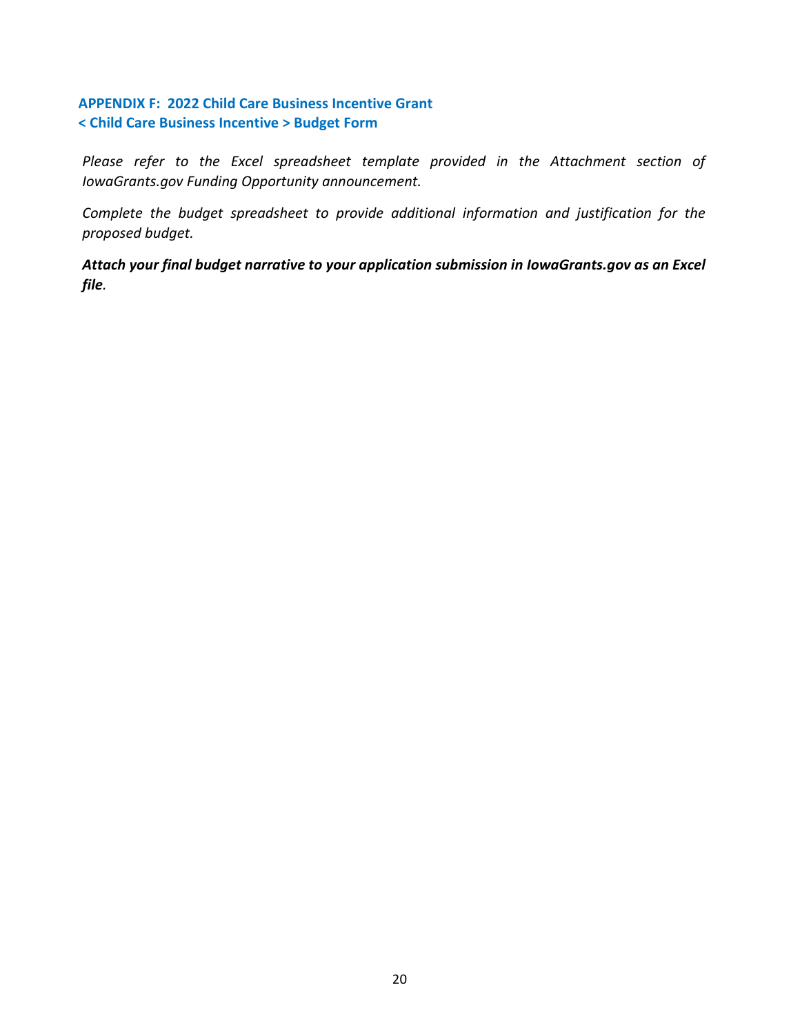## APPENDIX F: 2022 Child Care Business Incentive Grant
## < Child Care Business Incentive > Budget Form

*Please refer to the Excel spreadsheet template provided in the Attachment section of IowaGrants.gov Funding Opportunity announcement.*

*Complete the budget spreadsheet to provide additional information and justification for the proposed budget.*

***Attach your final budget narrative to your application submission in IowaGrants.gov as an Excel file*.**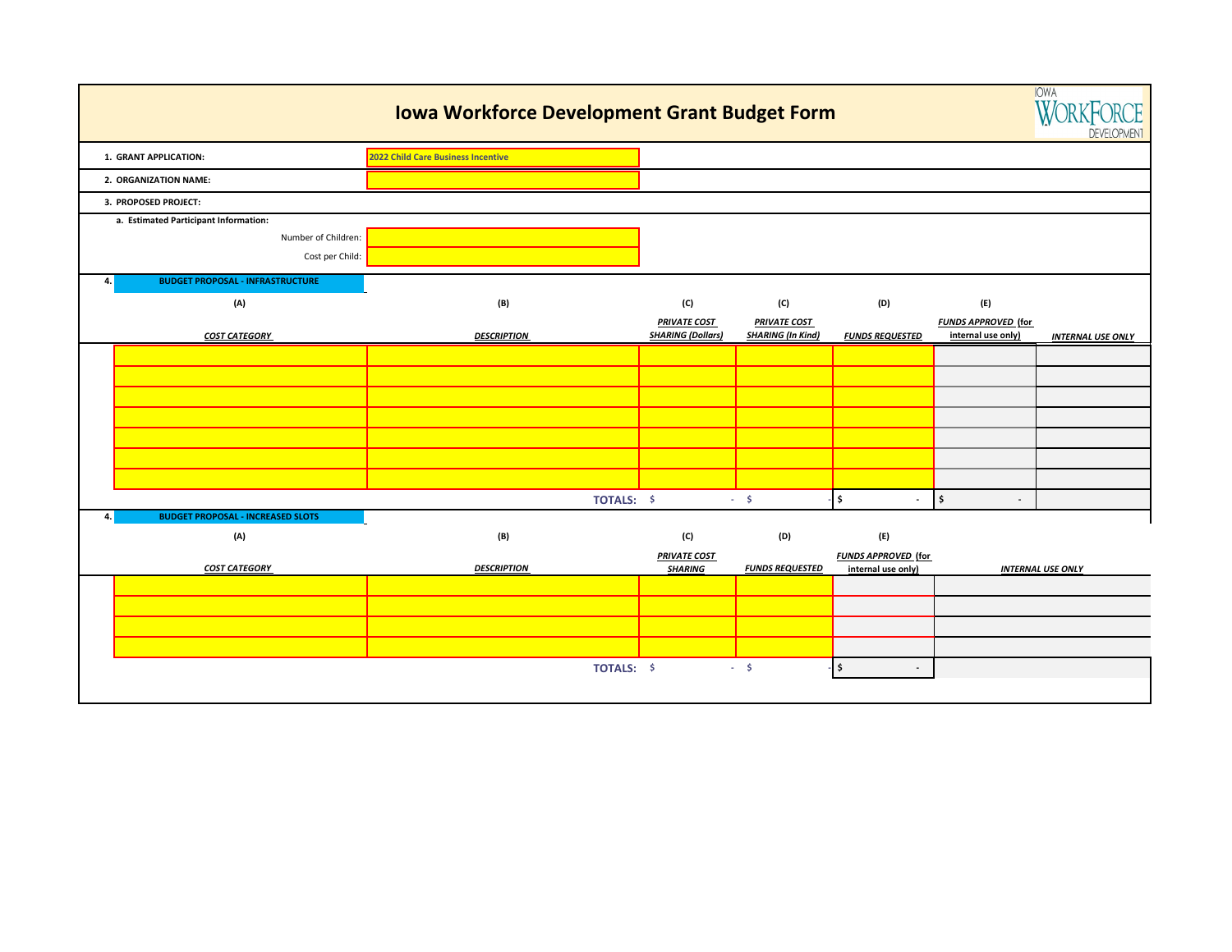# Iowa Workforce Development Grant Budget Form

| | |
|---|---|
| 1. GRANT APPLICATION: | 2022 Child Care Business Incentive |
| 2. ORGANIZATION NAME: | |
| 3. PROPOSED PROJECT: | |
| a. Estimated Participant Information: | |
| Number of Children: | |
| Cost per Child: | |

**4. BUDGET PROPOSAL - INFRASTRUCTURE**

| (A) | (B) | (C) | (C) | (D) | (E) | |
|---|---|---|---|---|---|---|
| *COST CATEGORY* | *DESCRIPTION* | *PRIVATE COST SHARING (Dollars)* | *PRIVATE COST SHARING (In Kind)* | *FUNDS REQUESTED* | *FUNDS APPROVED* (for internal use only) | *INTERNAL USE ONLY* |
| | | | | | | |
| | | | | | | |
| | | | | | | |
| | | | | | | |
| | | | | | | |
| | | | | | | |
| | | | | | | |
| | **TOTALS:** | $ - | $ - | $ - | $ - | |

**4. BUDGET PROPOSAL - INCREASED SLOTS**

| (A) | (B) | (C) | (D) | (E) | |
|---|---|---|---|---|---|
| *COST CATEGORY* | *DESCRIPTION* | *PRIVATE COST SHARING* | *FUNDS REQUESTED* | *FUNDS APPROVED* (for internal use only) | *INTERNAL USE ONLY* |
| | | | | | |
| | | | | | |
| | | | | | |
| | | | | | |
| | **TOTALS:** | $ - | $ - | $ - | |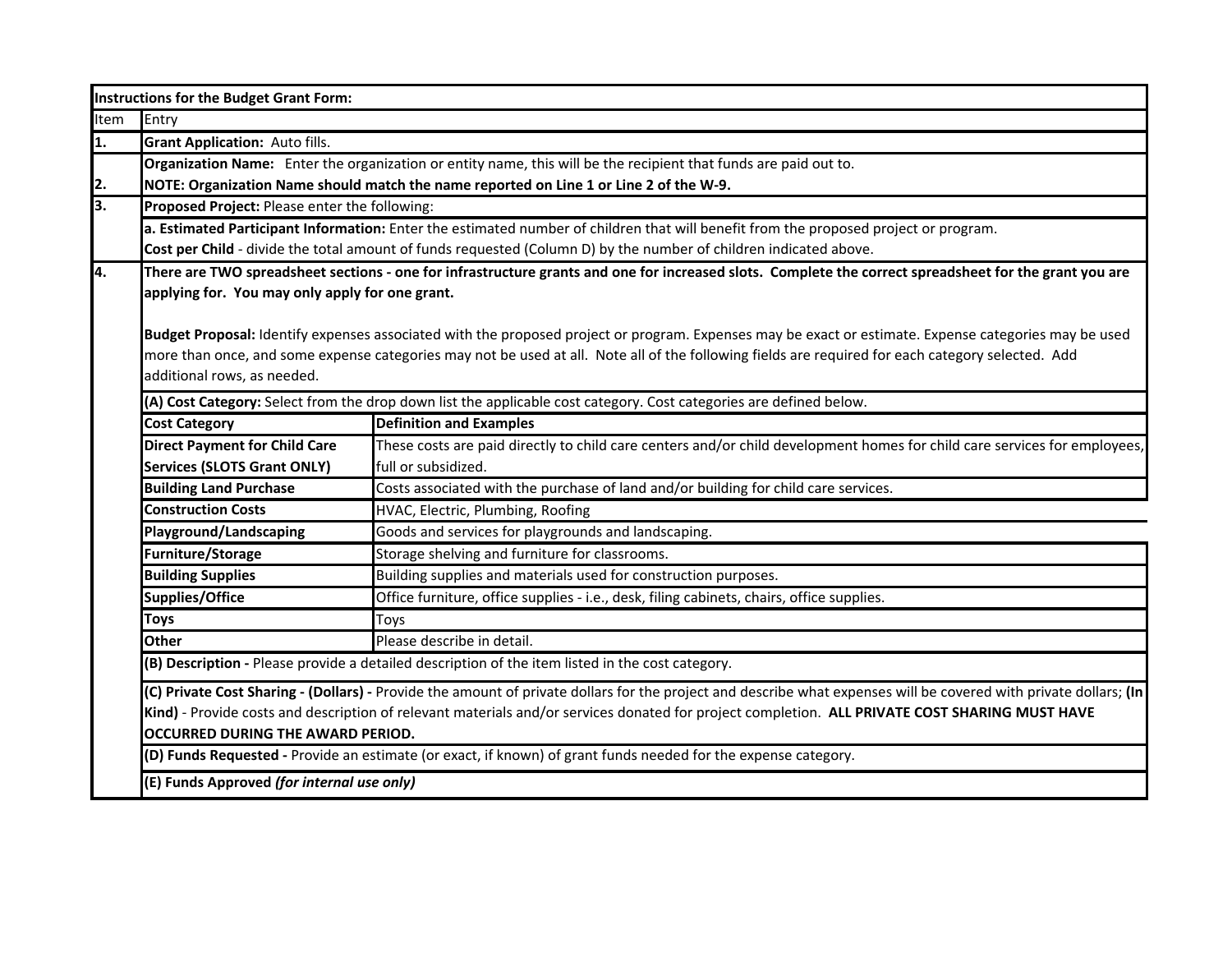| Instructions for the Budget Grant Form: | | |
|---|---|---|
| Item | Entry | |
| **1.** | **Grant Application:** Auto fills. | |
| **2.** | **Organization Name:** Enter the organization or entity name, this will be the recipient that funds are paid out to.<br>**NOTE: Organization Name should match the name reported on Line 1 or Line 2 of the W-9.** | |
| **3.** | **Proposed Project:** Please enter the following: | |
| | **a. Estimated Participant Information:** Enter the estimated number of children that will benefit from the proposed project or program.<br>**Cost per Child** - divide the total amount of funds requested (Column D) by the number of children indicated above. | |
| **4.** | **There are TWO spreadsheet sections - one for infrastructure grants and one for increased slots. Complete the correct spreadsheet for the grant you are applying for. You may only apply for one grant.**<br><br>**Budget Proposal:** Identify expenses associated with the proposed project or program. Expenses may be exact or estimate. Expense categories may be used more than once, and some expense categories may not be used at all. Note all of the following fields are required for each category selected. Add additional rows, as needed. | |
| | **(A) Cost Category:** Select from the drop down list the applicable cost category. Cost categories are defined below. | |
| | **Cost Category** | **Definition and Examples** |
| | **Direct Payment for Child Care Services (SLOTS Grant ONLY)** | These costs are paid directly to child care centers and/or child development homes for child care services for employees, full or subsidized. |
| | **Building Land Purchase** | Costs associated with the purchase of land and/or building for child care services. |
| | **Construction Costs** | HVAC, Electric, Plumbing, Roofing |
| | **Playground/Landscaping** | Goods and services for playgrounds and landscaping. |
| | **Furniture/Storage** | Storage shelving and furniture for classrooms. |
| | **Building Supplies** | Building supplies and materials used for construction purposes. |
| | **Supplies/Office** | Office furniture, office supplies - i.e., desk, filing cabinets, chairs, office supplies. |
| | **Toys** | Toys |
| | **Other** | Please describe in detail. |
| | **(B) Description -** Please provide a detailed description of the item listed in the cost category. | |
| | **(C) Private Cost Sharing - (Dollars) -** Provide the amount of private dollars for the project and describe what expenses will be covered with private dollars; **(In Kind)** - Provide costs and description of relevant materials and/or services donated for project completion. **ALL PRIVATE COST SHARING MUST HAVE OCCURRED DURING THE AWARD PERIOD.** | |
| | **(D) Funds Requested -** Provide an estimate (or exact, if known) of grant funds needed for the expense category. | |
| | **(E) Funds Approved *(for internal use only)*** | |